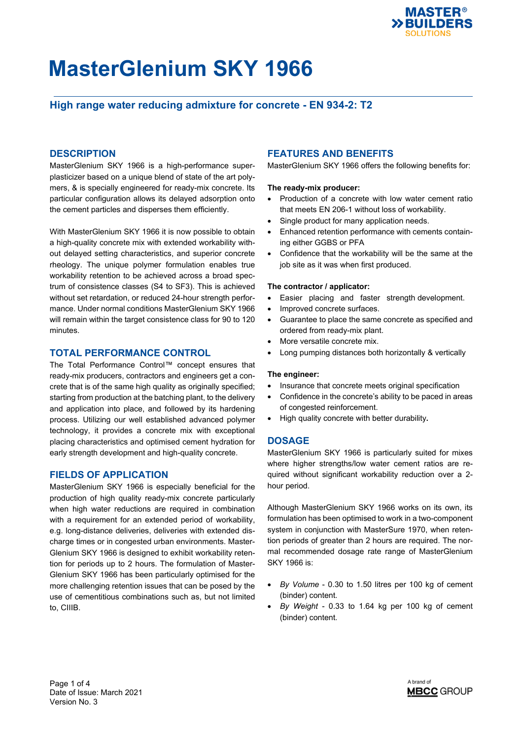# MasterGlenium SKY 1966

## High range water reducing admixture for concrete - EN 934-2: T2

## DESCRIPTION

MasterGlenium SKY 1966 is a high-performance superplasticizer based on a unique blend of state of the art polymers, & is specially engineered for ready-mix concrete. Its particular configuration allows its delayed adsorption onto the cement particles and disperses them efficiently.

With MasterGlenium SKY 1966 it is now possible to obtain a high-quality concrete mix with extended workability without delayed setting characteristics, and superior concrete rheology. The unique polymer formulation enables true workability retention to be achieved across a broad spectrum of consistence classes (S4 to SF3). This is achieved without set retardation, or reduced 24-hour strength performance. Under normal conditions MasterGlenium SKY 1966 will remain within the target consistence class for 90 to 120 minutes.

## TOTAL PERFORMANCE CONTROL

The Total Performance Control™ concept ensures that ready-mix producers, contractors and engineers get a concrete that is of the same high quality as originally specified; starting from production at the batching plant, to the delivery and application into place, and followed by its hardening process. Utilizing our well established advanced polymer technology, it provides a concrete mix with exceptional placing characteristics and optimised cement hydration for early strength development and high-quality concrete.

## FIELDS OF APPLICATION

MasterGlenium SKY 1966 is especially beneficial for the production of high quality ready-mix concrete particularly when high water reductions are required in combination with a requirement for an extended period of workability, e.g. long-distance deliveries, deliveries with extended discharge times or in congested urban environments. MasterGlenium SKY 1966 is designed to exhibit workability retention for periods up to 2 hours. The formulation of MasterGlenium SKY 1966 has been particularly optimised for the more challenging retention issues that can be posed by the use of cementitious combinations such as, but not limited to, CIIIB.

## FEATURES AND BENEFITS

MasterGlenium SKY 1966 offers the following benefits for:

**The ready-mix producer:**

- Production of a concrete with low water cement ratio that meets EN 206-1 without loss of workability.
- Single product for many application needs.
- Enhanced retention performance with cements containing either GGBS or PFA
- Confidence that the workability will be the same at the job site as it was when first produced.

**The contractor / applicator:**

- Easier placing and faster strength development.
- Improved concrete surfaces.
- Guarantee to place the same concrete as specified and ordered from ready-mix plant.
- More versatile concrete mix.
- Long pumping distances both horizontally & vertically

**The engineer:**

- Insurance that concrete meets original specification
- Confidence in the concrete's ability to be paced in areas of congested reinforcement.
- High quality concrete with better durability.

## DOSAGE

MasterGlenium SKY 1966 is particularly suited for mixes where higher strengths/low water cement ratios are required without significant workability reduction over a 2-hour period.

Although MasterGlenium SKY 1966 works on its own, its formulation has been optimised to work in a two-component system in conjunction with MasterSure 1970, when retention periods of greater than 2 hours are required. The normal recommended dosage rate range of MasterGlenium SKY 1966 is:

- *By Volume* - 0.30 to 1.50 litres per 100 kg of cement (binder) content.
- *By Weight* - 0.33 to 1.64 kg per 100 kg of cement (binder) content.

Date of Issue: March 2021
Version No. 3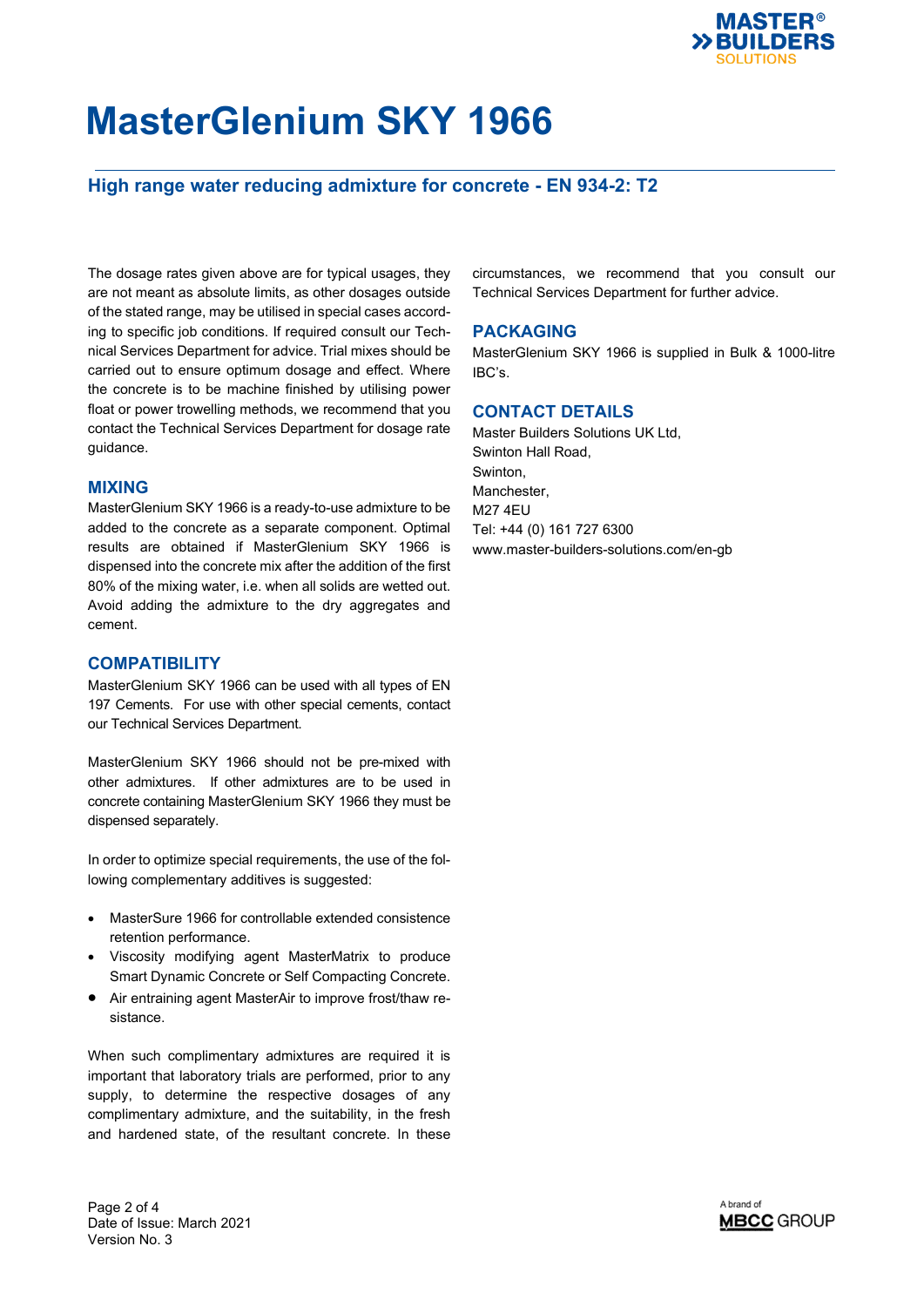# MasterGlenium SKY 1966

## High range water reducing admixture for concrete - EN 934-2: T2

The dosage rates given above are for typical usages, they are not meant as absolute limits, as other dosages outside of the stated range, may be utilised in special cases according to specific job conditions. If required consult our Technical Services Department for advice. Trial mixes should be carried out to ensure optimum dosage and effect. Where the concrete is to be machine finished by utilising power float or power trowelling methods, we recommend that you contact the Technical Services Department for dosage rate guidance.

### MIXING

MasterGlenium SKY 1966 is a ready-to-use admixture to be added to the concrete as a separate component. Optimal results are obtained if MasterGlenium SKY 1966 is dispensed into the concrete mix after the addition of the first 80% of the mixing water, i.e. when all solids are wetted out. Avoid adding the admixture to the dry aggregates and cement.

### COMPATIBILITY

MasterGlenium SKY 1966 can be used with all types of EN 197 Cements. For use with other special cements, contact our Technical Services Department.

MasterGlenium SKY 1966 should not be pre-mixed with other admixtures. If other admixtures are to be used in concrete containing MasterGlenium SKY 1966 they must be dispensed separately.

In order to optimize special requirements, the use of the following complementary additives is suggested:

- MasterSure 1966 for controllable extended consistence retention performance.
- Viscosity modifying agent MasterMatrix to produce Smart Dynamic Concrete or Self Compacting Concrete.
- Air entraining agent MasterAir to improve frost/thaw resistance.

When such complimentary admixtures are required it is important that laboratory trials are performed, prior to any supply, to determine the respective dosages of any complimentary admixture, and the suitability, in the fresh and hardened state, of the resultant concrete. In these circumstances, we recommend that you consult our Technical Services Department for further advice.

### PACKAGING

MasterGlenium SKY 1966 is supplied in Bulk & 1000-litre IBC's.

### CONTACT DETAILS

Master Builders Solutions UK Ltd,
Swinton Hall Road,
Swinton,
Manchester,
M27 4EU
Tel: +44 (0) 161 727 6300
www.master-builders-solutions.com/en-gb

Date of Issue: March 2021
Version No. 3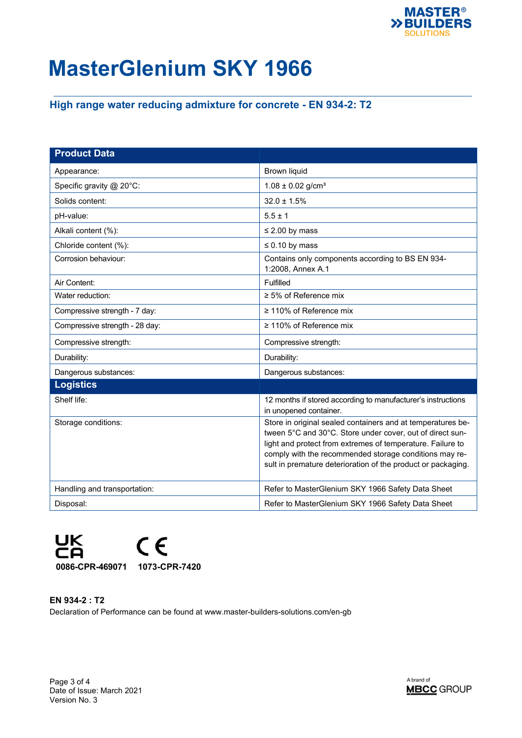# MasterGlenium SKY 1966

## High range water reducing admixture for concrete - EN 934-2: T2

| Product Data | |
|---|---|
| Appearance: | Brown liquid |
| Specific gravity @ 20°C: | 1.08 ± 0.02 g/cm³ |
| Solids content: | 32.0 ± 1.5% |
| pH-value: | 5.5 ± 1 |
| Alkali content (%): | ≤ 2.00 by mass |
| Chloride content (%): | ≤ 0.10 by mass |
| Corrosion behaviour: | Contains only components according to BS EN 934-1:2008, Annex A.1 |
| Air Content: | Fulfilled |
| Water reduction: | ≥ 5% of Reference mix |
| Compressive strength - 7 day: | ≥ 110% of Reference mix |
| Compressive strength - 28 day: | ≥ 110% of Reference mix |
| Compressive strength: | Compressive strength: |
| Durability: | Durability: |
| Dangerous substances: | Dangerous substances: |
| **Logistics** | |
| Shelf life: | 12 months if stored according to manufacturer's instructions in unopened container. |
| Storage conditions: | Store in original sealed containers and at temperatures between 5°C and 30°C. Store under cover, out of direct sunlight and protect from extremes of temperature. Failure to comply with the recommended storage conditions may result in premature deterioration of the product or packaging. |
| Handling and transportation: | Refer to MasterGlenium SKY 1966 Safety Data Sheet |
| Disposal: | Refer to MasterGlenium SKY 1966 Safety Data Sheet |

UKCA **0086-CPR-469071** CE **1073-CPR-7420**

**EN 934-2 : T2**

Declaration of Performance can be found at www.master-builders-solutions.com/en-gb

Date of Issue: March 2021
Version No. 3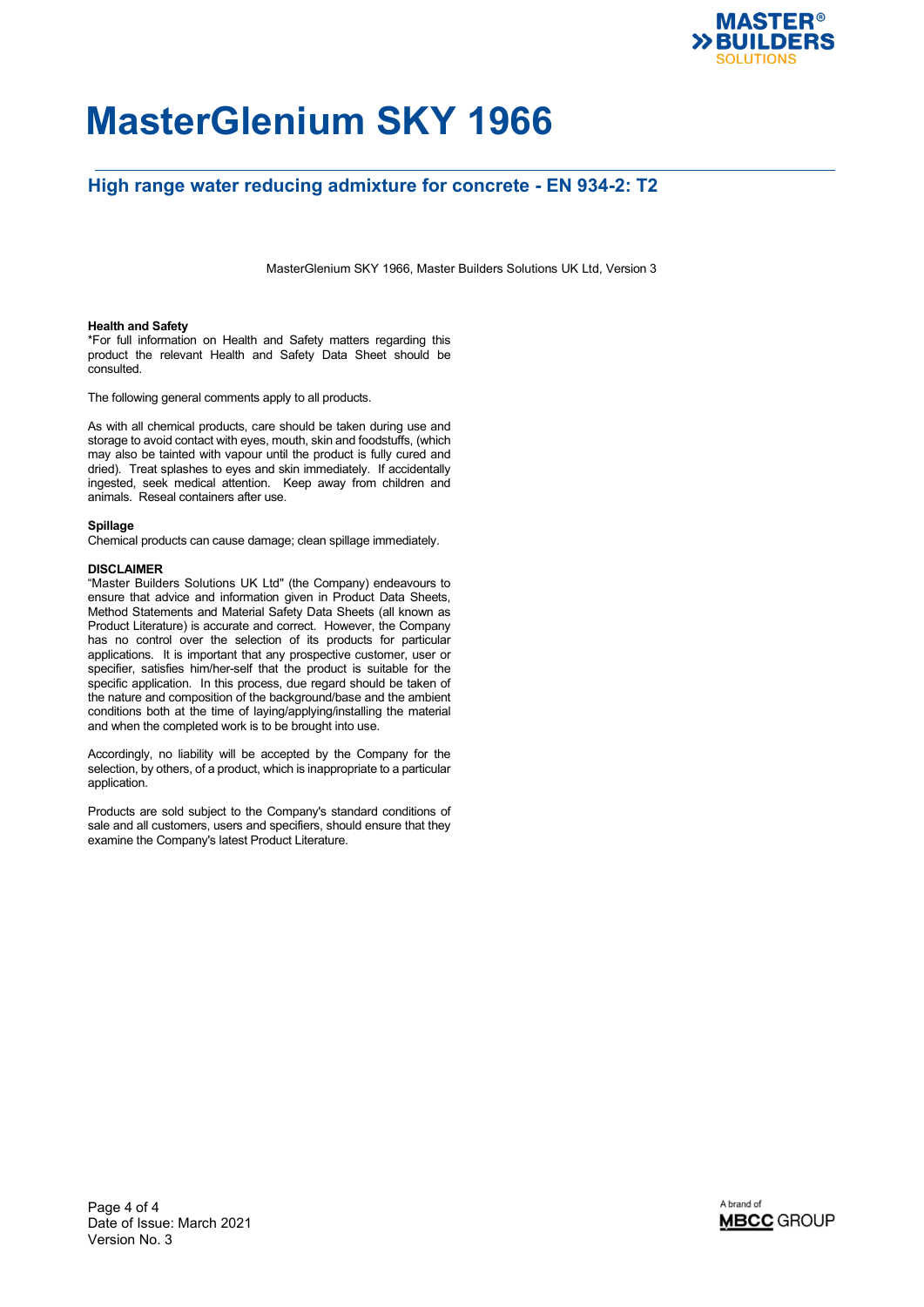# MasterGlenium SKY 1966

## High range water reducing admixture for concrete - EN 934-2: T2

MasterGlenium SKY 1966, Master Builders Solutions UK Ltd, Version 3

**Health and Safety**
*For full information on Health and Safety matters regarding this product the relevant Health and Safety Data Sheet should be consulted.

The following general comments apply to all products.

As with all chemical products, care should be taken during use and storage to avoid contact with eyes, mouth, skin and foodstuffs, (which may also be tainted with vapour until the product is fully cured and dried). Treat splashes to eyes and skin immediately. If accidentally ingested, seek medical attention. Keep away from children and animals. Reseal containers after use.

**Spillage**
Chemical products can cause damage; clean spillage immediately.

**DISCLAIMER**
"Master Builders Solutions UK Ltd" (the Company) endeavours to ensure that advice and information given in Product Data Sheets, Method Statements and Material Safety Data Sheets (all known as Product Literature) is accurate and correct. However, the Company has no control over the selection of its products for particular applications. It is important that any prospective customer, user or specifier, satisfies him/her-self that the product is suitable for the specific application. In this process, due regard should be taken of the nature and composition of the background/base and the ambient conditions both at the time of laying/applying/installing the material and when the completed work is to be brought into use.

Accordingly, no liability will be accepted by the Company for the selection, by others, of a product, which is inappropriate to a particular application.

Products are sold subject to the Company's standard conditions of sale and all customers, users and specifiers, should ensure that they examine the Company's latest Product Literature.

Date of Issue: March 2021
Version No. 3